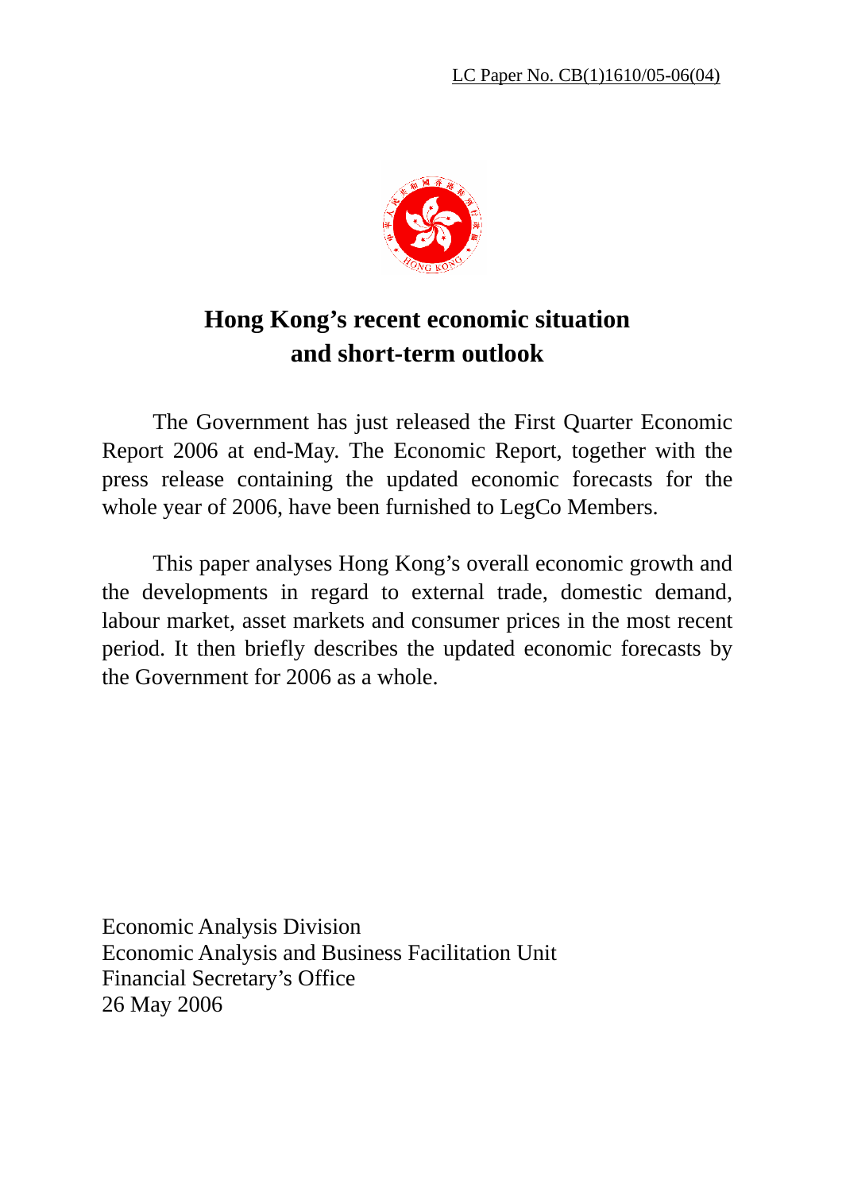LC Paper No. CB(1)1610/05-06(04)

# Hong Kong's recent economic situation and short-term outlook

The Government has just released the First Quarter Economic Report 2006 at end-May. The Economic Report, together with the press release containing the updated economic forecasts for the whole year of 2006, have been furnished to LegCo Members.

This paper analyses Hong Kong's overall economic growth and the developments in regard to external trade, domestic demand, labour market, asset markets and consumer prices in the most recent period. It then briefly describes the updated economic forecasts by the Government for 2006 as a whole.

Economic Analysis Division
Economic Analysis and Business Facilitation Unit
Financial Secretary's Office
26 May 2006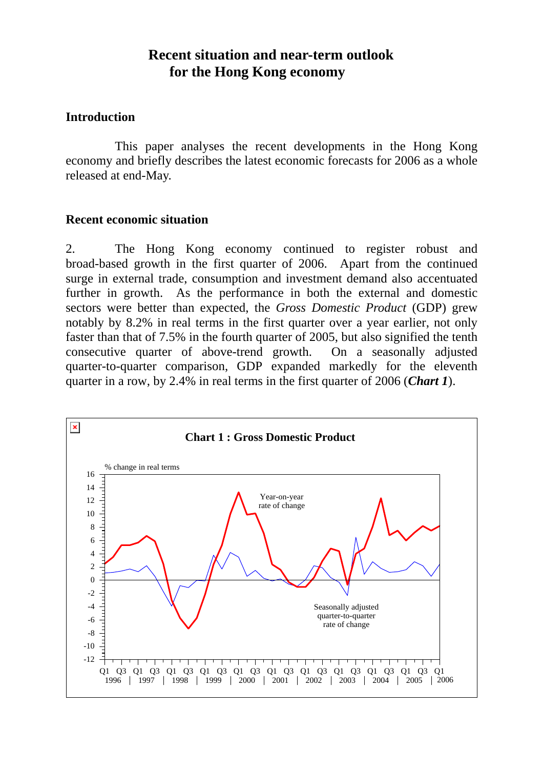# Recent situation and near-term outlook for the Hong Kong economy

## Introduction

This paper analyses the recent developments in the Hong Kong economy and briefly describes the latest economic forecasts for 2006 as a whole released at end-May.

## Recent economic situation

2. The Hong Kong economy continued to register robust and broad-based growth in the first quarter of 2006. Apart from the continued surge in external trade, consumption and investment demand also accentuated further in growth. As the performance in both the external and domestic sectors were better than expected, the *Gross Domestic Product* (GDP) grew notably by 8.2% in real terms in the first quarter over a year earlier, not only faster than that of 7.5% in the fourth quarter of 2005, but also signified the tenth consecutive quarter of above-trend growth. On a seasonally adjusted quarter-to-quarter comparison, GDP expanded markedly for the eleventh quarter in a row, by 2.4% in real terms in the first quarter of 2006 (***Chart 1***).

**Chart 1 : Gross Domestic Product**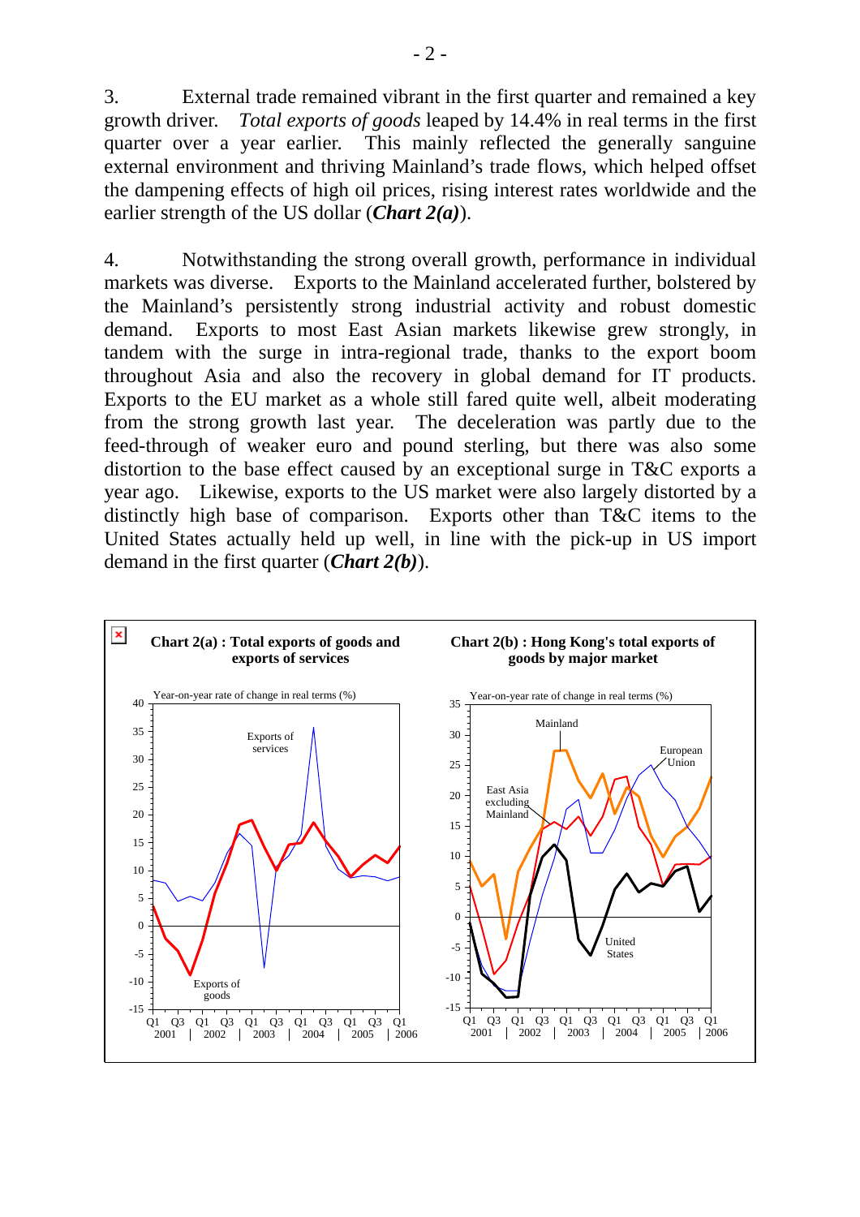3. External trade remained vibrant in the first quarter and remained a key growth driver. *Total exports of goods* leaped by 14.4% in real terms in the first quarter over a year earlier. This mainly reflected the generally sanguine external environment and thriving Mainland's trade flows, which helped offset the dampening effects of high oil prices, rising interest rates worldwide and the earlier strength of the US dollar (***Chart 2(a)***).

4. Notwithstanding the strong overall growth, performance in individual markets was diverse. Exports to the Mainland accelerated further, bolstered by the Mainland's persistently strong industrial activity and robust domestic demand. Exports to most East Asian markets likewise grew strongly, in tandem with the surge in intra-regional trade, thanks to the export boom throughout Asia and also the recovery in global demand for IT products. Exports to the EU market as a whole still fared quite well, albeit moderating from the strong growth last year. The deceleration was partly due to the feed-through of weaker euro and pound sterling, but there was also some distortion to the base effect caused by an exceptional surge in T&C exports a year ago. Likewise, exports to the US market were also largely distorted by a distinctly high base of comparison. Exports other than T&C items to the United States actually held up well, in line with the pick-up in US import demand in the first quarter (***Chart 2(b)***).

**Chart 2(a) : Total exports of goods and exports of services**

**Chart 2(b) : Hong Kong's total exports of goods by major market**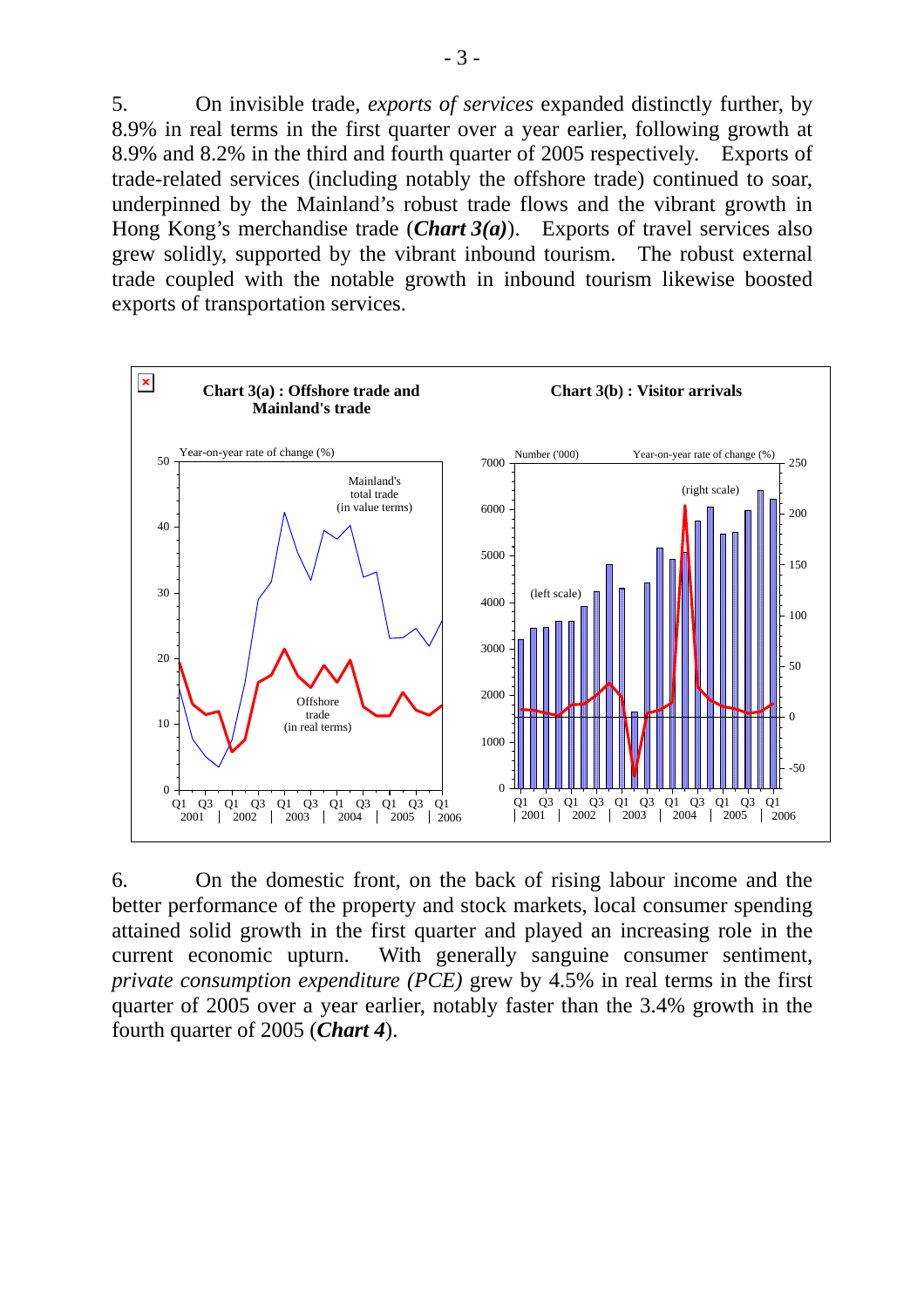5. On invisible trade, *exports of services* expanded distinctly further, by 8.9% in real terms in the first quarter over a year earlier, following growth at 8.9% and 8.2% in the third and fourth quarter of 2005 respectively. Exports of trade-related services (including notably the offshore trade) continued to soar, underpinned by the Mainland's robust trade flows and the vibrant growth in Hong Kong's merchandise trade (***Chart 3(a)***). Exports of travel services also grew solidly, supported by the vibrant inbound tourism. The robust external trade coupled with the notable growth in inbound tourism likewise boosted exports of transportation services.

**Chart 3(a) : Offshore trade and Mainland's trade**

**Chart 3(b) : Visitor arrivals**

6. On the domestic front, on the back of rising labour income and the better performance of the property and stock markets, local consumer spending attained solid growth in the first quarter and played an increasing role in the current economic upturn. With generally sanguine consumer sentiment, *private consumption expenditure (PCE)* grew by 4.5% in real terms in the first quarter of 2005 over a year earlier, notably faster than the 3.4% growth in the fourth quarter of 2005 (***Chart 4***).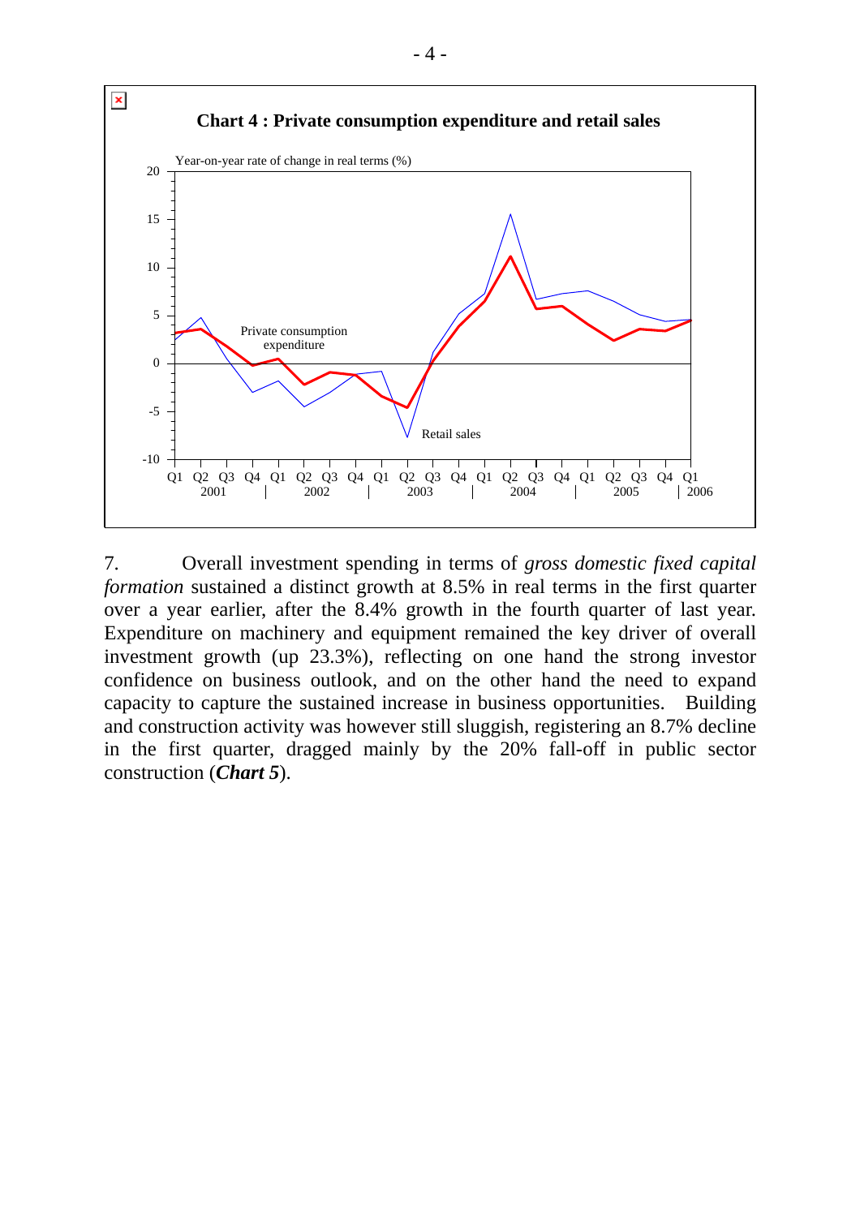**Chart 4 : Private consumption expenditure and retail sales**

7. Overall investment spending in terms of *gross domestic fixed capital formation* sustained a distinct growth at 8.5% in real terms in the first quarter over a year earlier, after the 8.4% growth in the fourth quarter of last year. Expenditure on machinery and equipment remained the key driver of overall investment growth (up 23.3%), reflecting on one hand the strong investor confidence on business outlook, and on the other hand the need to expand capacity to capture the sustained increase in business opportunities. Building and construction activity was however still sluggish, registering an 8.7% decline in the first quarter, dragged mainly by the 20% fall-off in public sector construction (***Chart 5***).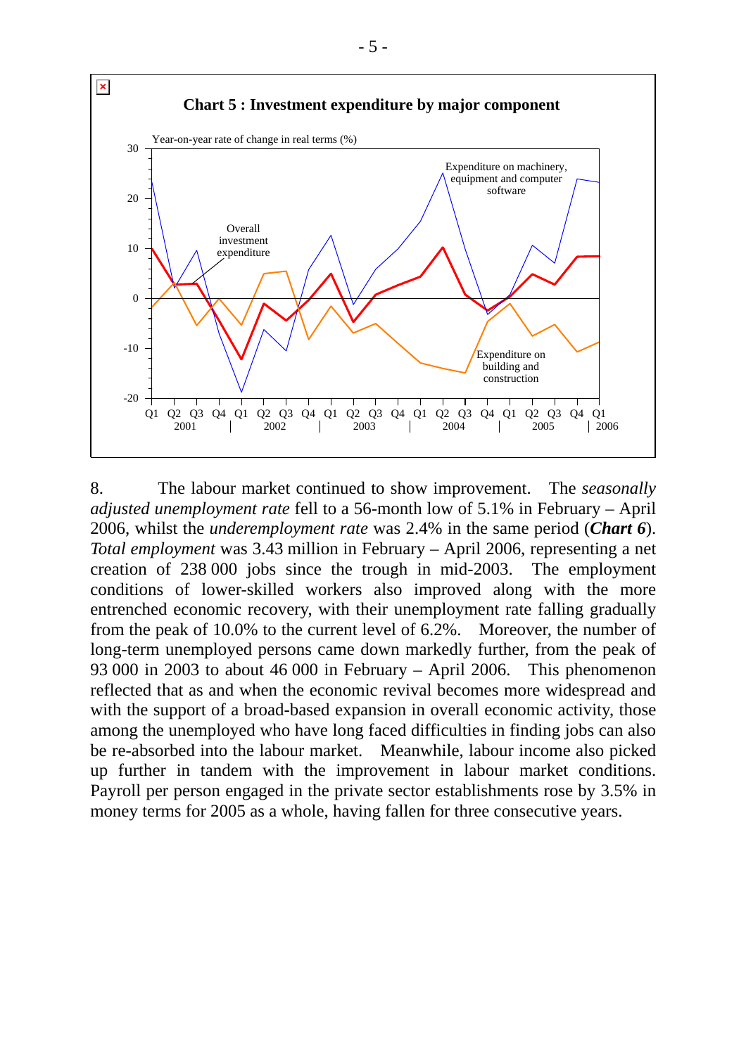**Chart 5 : Investment expenditure by major component**

8. The labour market continued to show improvement. The *seasonally adjusted unemployment rate* fell to a 56-month low of 5.1% in February – April 2006, whilst the *underemployment rate* was 2.4% in the same period (***Chart 6***). *Total employment* was 3.43 million in February – April 2006, representing a net creation of 238 000 jobs since the trough in mid-2003. The employment conditions of lower-skilled workers also improved along with the more entrenched economic recovery, with their unemployment rate falling gradually from the peak of 10.0% to the current level of 6.2%. Moreover, the number of long-term unemployed persons came down markedly further, from the peak of 93 000 in 2003 to about 46 000 in February – April 2006. This phenomenon reflected that as and when the economic revival becomes more widespread and with the support of a broad-based expansion in overall economic activity, those among the unemployed who have long faced difficulties in finding jobs can also be re-absorbed into the labour market. Meanwhile, labour income also picked up further in tandem with the improvement in labour market conditions. Payroll per person engaged in the private sector establishments rose by 3.5% in money terms for 2005 as a whole, having fallen for three consecutive years.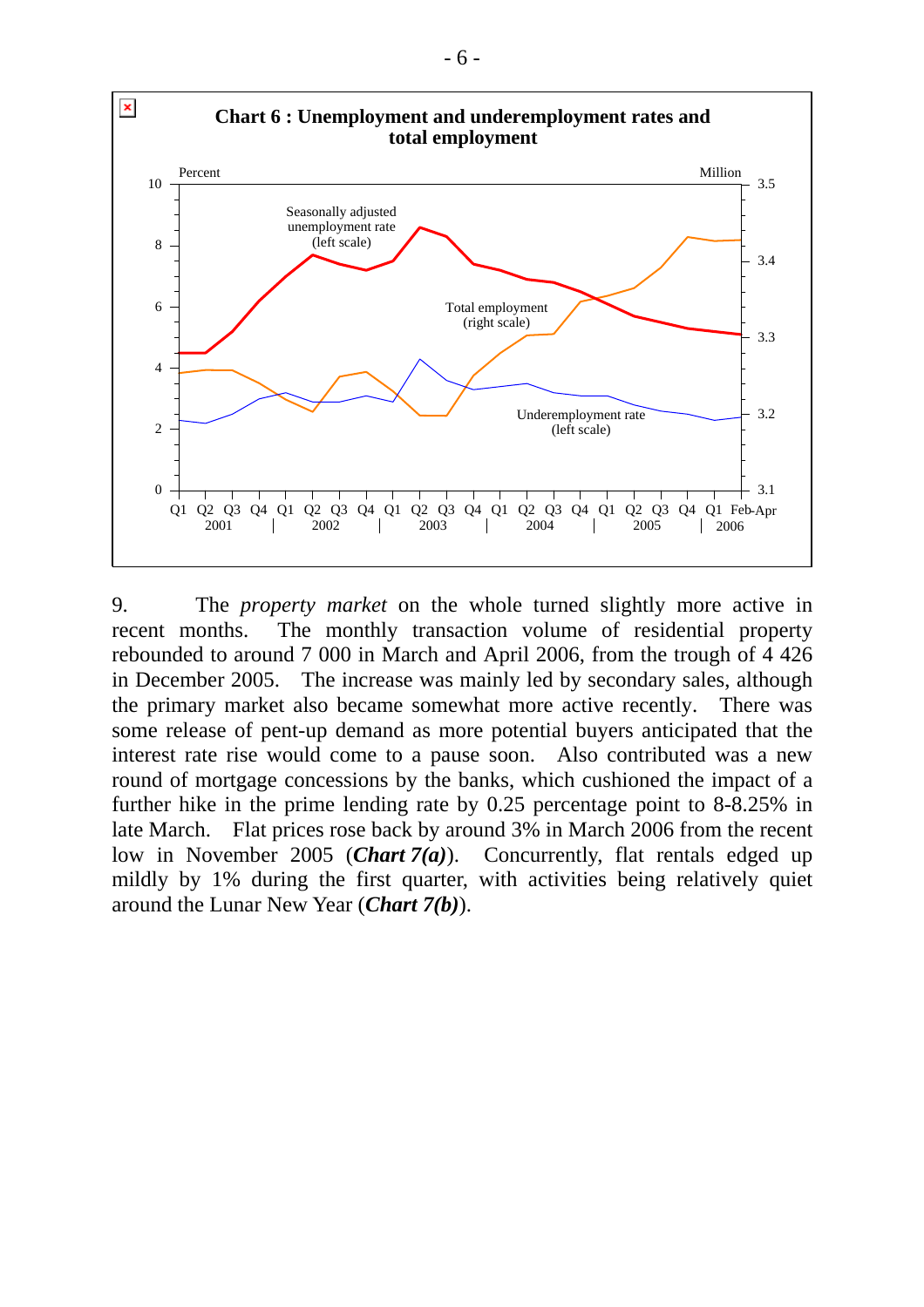**Chart 6 : Unemployment and underemployment rates and total employment**

9. The *property market* on the whole turned slightly more active in recent months. The monthly transaction volume of residential property rebounded to around 7 000 in March and April 2006, from the trough of 4 426 in December 2005. The increase was mainly led by secondary sales, although the primary market also became somewhat more active recently. There was some release of pent-up demand as more potential buyers anticipated that the interest rate rise would come to a pause soon. Also contributed was a new round of mortgage concessions by the banks, which cushioned the impact of a further hike in the prime lending rate by 0.25 percentage point to 8-8.25% in late March. Flat prices rose back by around 3% in March 2006 from the recent low in November 2005 (***Chart 7(a)***). Concurrently, flat rentals edged up mildly by 1% during the first quarter, with activities being relatively quiet around the Lunar New Year (***Chart 7(b)***).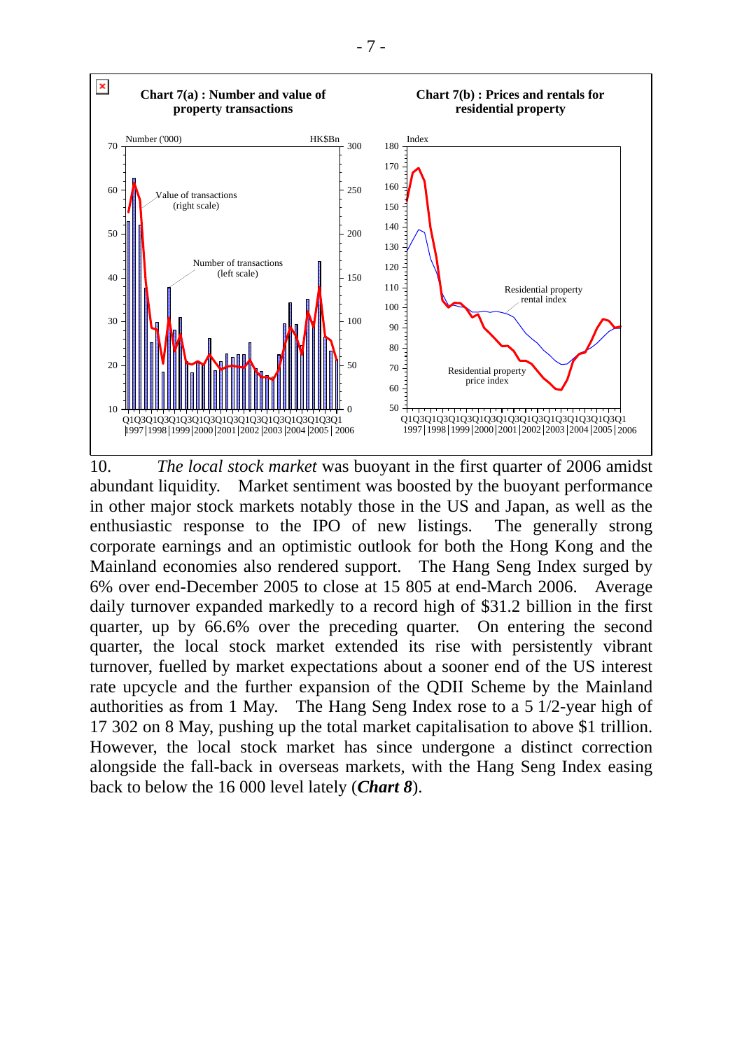**Chart 7(a) : Number and value of property transactions**

**Chart 7(b) : Prices and rentals for residential property**

10. *The local stock market* was buoyant in the first quarter of 2006 amidst abundant liquidity. Market sentiment was boosted by the buoyant performance in other major stock markets notably those in the US and Japan, as well as the enthusiastic response to the IPO of new listings. The generally strong corporate earnings and an optimistic outlook for both the Hong Kong and the Mainland economies also rendered support. The Hang Seng Index surged by 6% over end-December 2005 to close at 15 805 at end-March 2006. Average daily turnover expanded markedly to a record high of $31.2 billion in the first quarter, up by 66.6% over the preceding quarter. On entering the second quarter, the local stock market extended its rise with persistently vibrant turnover, fuelled by market expectations about a sooner end of the US interest rate upcycle and the further expansion of the QDII Scheme by the Mainland authorities as from 1 May. The Hang Seng Index rose to a 5 1/2-year high of 17 302 on 8 May, pushing up the total market capitalisation to above $1 trillion. However, the local stock market has since undergone a distinct correction alongside the fall-back in overseas markets, with the Hang Seng Index easing back to below the 16 000 level lately (***Chart 8***).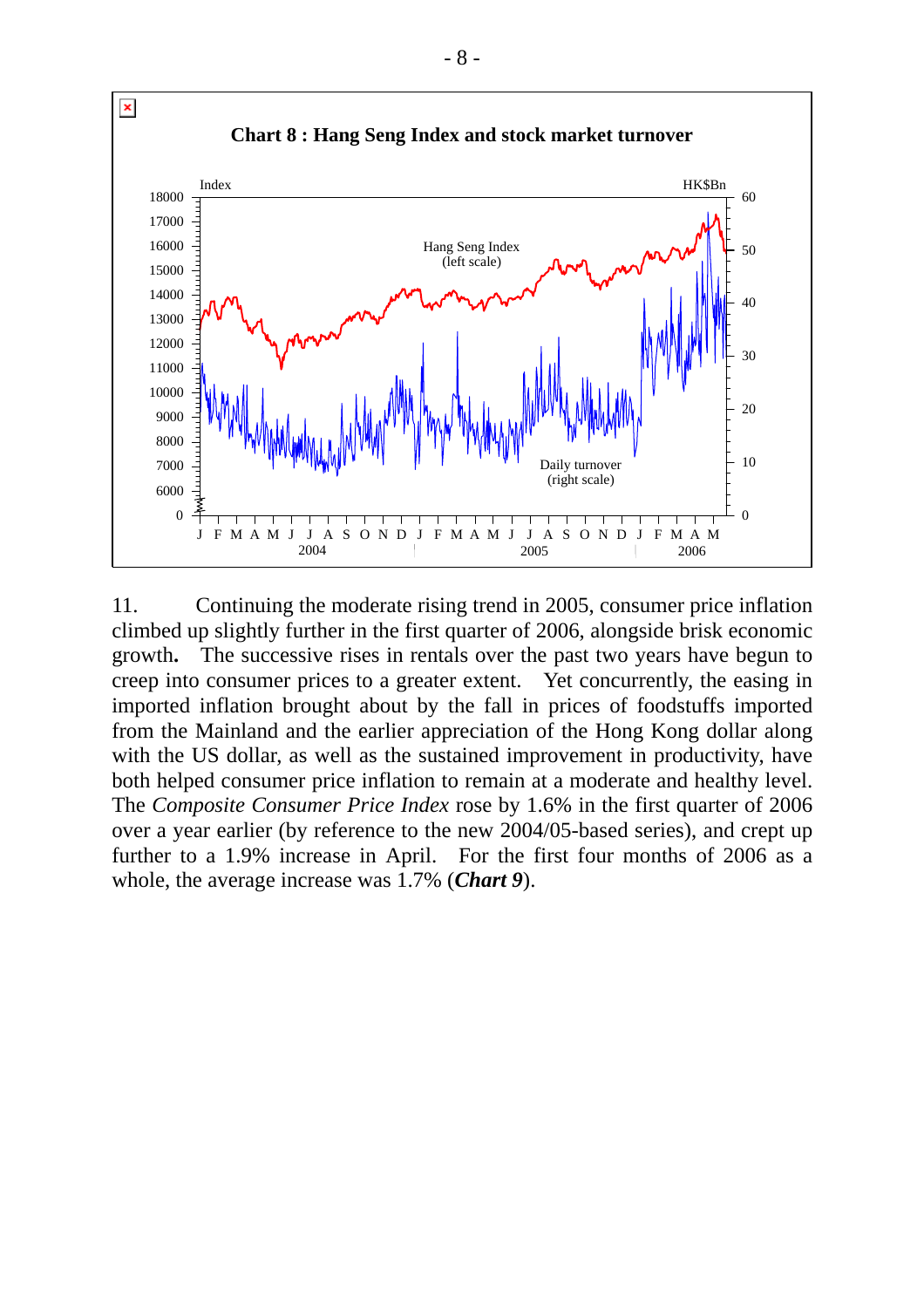**Chart 8 : Hang Seng Index and stock market turnover**

11. Continuing the moderate rising trend in 2005, consumer price inflation climbed up slightly further in the first quarter of 2006, alongside brisk economic growth**.** The successive rises in rentals over the past two years have begun to creep into consumer prices to a greater extent. Yet concurrently, the easing in imported inflation brought about by the fall in prices of foodstuffs imported from the Mainland and the earlier appreciation of the Hong Kong dollar along with the US dollar, as well as the sustained improvement in productivity, have both helped consumer price inflation to remain at a moderate and healthy level. The *Composite Consumer Price Index* rose by 1.6% in the first quarter of 2006 over a year earlier (by reference to the new 2004/05-based series), and crept up further to a 1.9% increase in April. For the first four months of 2006 as a whole, the average increase was 1.7% (***Chart 9***).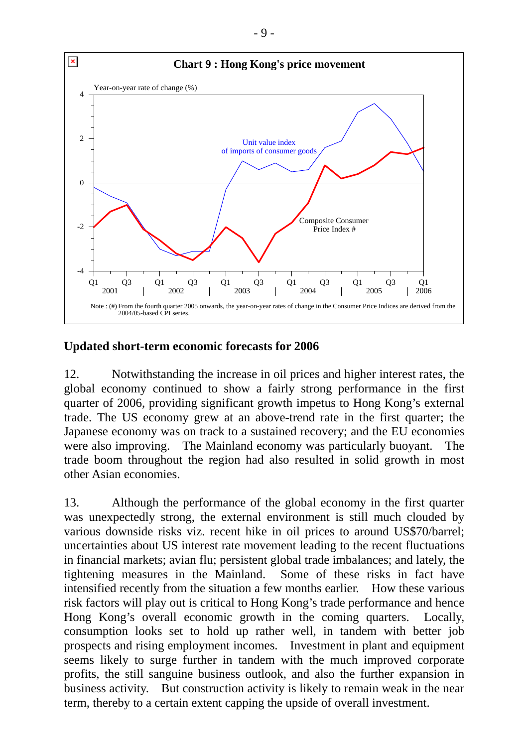**Chart 9 : Hong Kong's price movement**

Note : (#) From the fourth quarter 2005 onwards, the year-on-year rates of change in the Consumer Price Indices are derived from the 2004/05-based CPI series.

## Updated short-term economic forecasts for 2006

12. Notwithstanding the increase in oil prices and higher interest rates, the global economy continued to show a fairly strong performance in the first quarter of 2006, providing significant growth impetus to Hong Kong's external trade. The US economy grew at an above-trend rate in the first quarter; the Japanese economy was on track to a sustained recovery; and the EU economies were also improving. The Mainland economy was particularly buoyant. The trade boom throughout the region had also resulted in solid growth in most other Asian economies.

13. Although the performance of the global economy in the first quarter was unexpectedly strong, the external environment is still much clouded by various downside risks viz. recent hike in oil prices to around US$70/barrel; uncertainties about US interest rate movement leading to the recent fluctuations in financial markets; avian flu; persistent global trade imbalances; and lately, the tightening measures in the Mainland. Some of these risks in fact have intensified recently from the situation a few months earlier. How these various risk factors will play out is critical to Hong Kong's trade performance and hence Hong Kong's overall economic growth in the coming quarters. Locally, consumption looks set to hold up rather well, in tandem with better job prospects and rising employment incomes. Investment in plant and equipment seems likely to surge further in tandem with the much improved corporate profits, the still sanguine business outlook, and also the further expansion in business activity. But construction activity is likely to remain weak in the near term, thereby to a certain extent capping the upside of overall investment.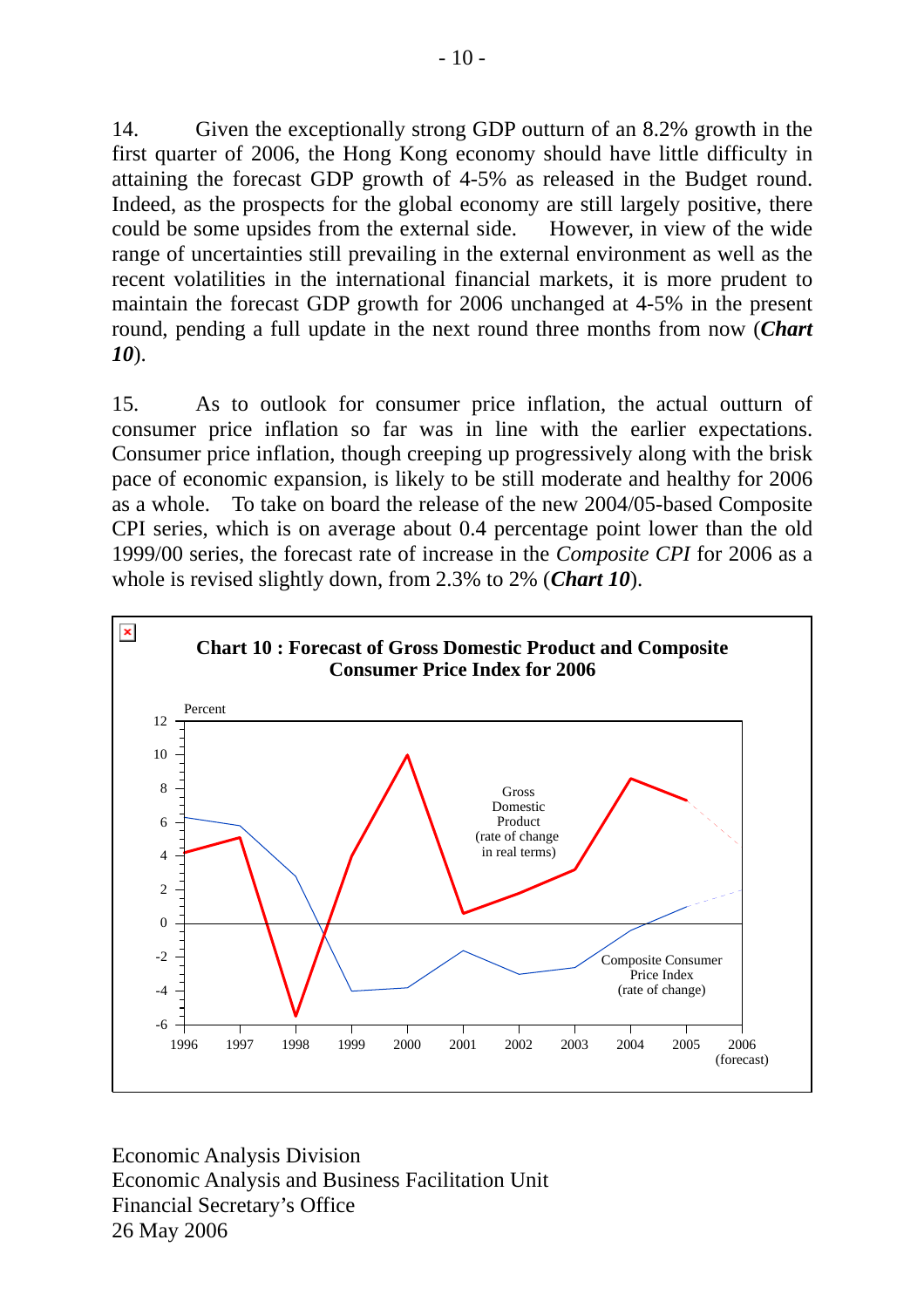14. Given the exceptionally strong GDP outturn of an 8.2% growth in the first quarter of 2006, the Hong Kong economy should have little difficulty in attaining the forecast GDP growth of 4-5% as released in the Budget round. Indeed, as the prospects for the global economy are still largely positive, there could be some upsides from the external side. However, in view of the wide range of uncertainties still prevailing in the external environment as well as the recent volatilities in the international financial markets, it is more prudent to maintain the forecast GDP growth for 2006 unchanged at 4-5% in the present round, pending a full update in the next round three months from now (***Chart 10***).

15. As to outlook for consumer price inflation, the actual outturn of consumer price inflation so far was in line with the earlier expectations. Consumer price inflation, though creeping up progressively along with the brisk pace of economic expansion, is likely to be still moderate and healthy for 2006 as a whole. To take on board the release of the new 2004/05-based Composite CPI series, which is on average about 0.4 percentage point lower than the old 1999/00 series, the forecast rate of increase in the *Composite CPI* for 2006 as a whole is revised slightly down, from 2.3% to 2% (***Chart 10***).

**Chart 10 : Forecast of Gross Domestic Product and Composite Consumer Price Index for 2006**

Economic Analysis Division
Economic Analysis and Business Facilitation Unit
Financial Secretary's Office
26 May 2006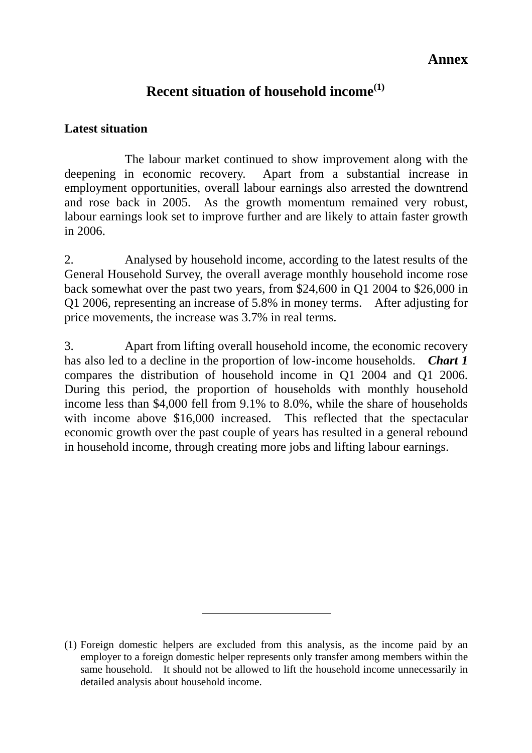**Annex**

# Recent situation of household income[1]

## Latest situation

The labour market continued to show improvement along with the deepening in economic recovery. Apart from a substantial increase in employment opportunities, overall labour earnings also arrested the downtrend and rose back in 2005. As the growth momentum remained very robust, labour earnings look set to improve further and are likely to attain faster growth in 2006.

2. Analysed by household income, according to the latest results of the General Household Survey, the overall average monthly household income rose back somewhat over the past two years, from $24,600 in Q1 2004 to $26,000 in Q1 2006, representing an increase of 5.8% in money terms. After adjusting for price movements, the increase was 3.7% in real terms.

3. Apart from lifting overall household income, the economic recovery has also led to a decline in the proportion of low-income households. ***Chart 1*** compares the distribution of household income in Q1 2004 and Q1 2006. During this period, the proportion of households with monthly household income less than $4,000 fell from 9.1% to 8.0%, while the share of households with income above $16,000 increased. This reflected that the spectacular economic growth over the past couple of years has resulted in a general rebound in household income, through creating more jobs and lifting labour earnings.

---

(1) Foreign domestic helpers are excluded from this analysis, as the income paid by an employer to a foreign domestic helper represents only transfer among members within the same household. It should not be allowed to lift the household income unnecessarily in detailed analysis about household income.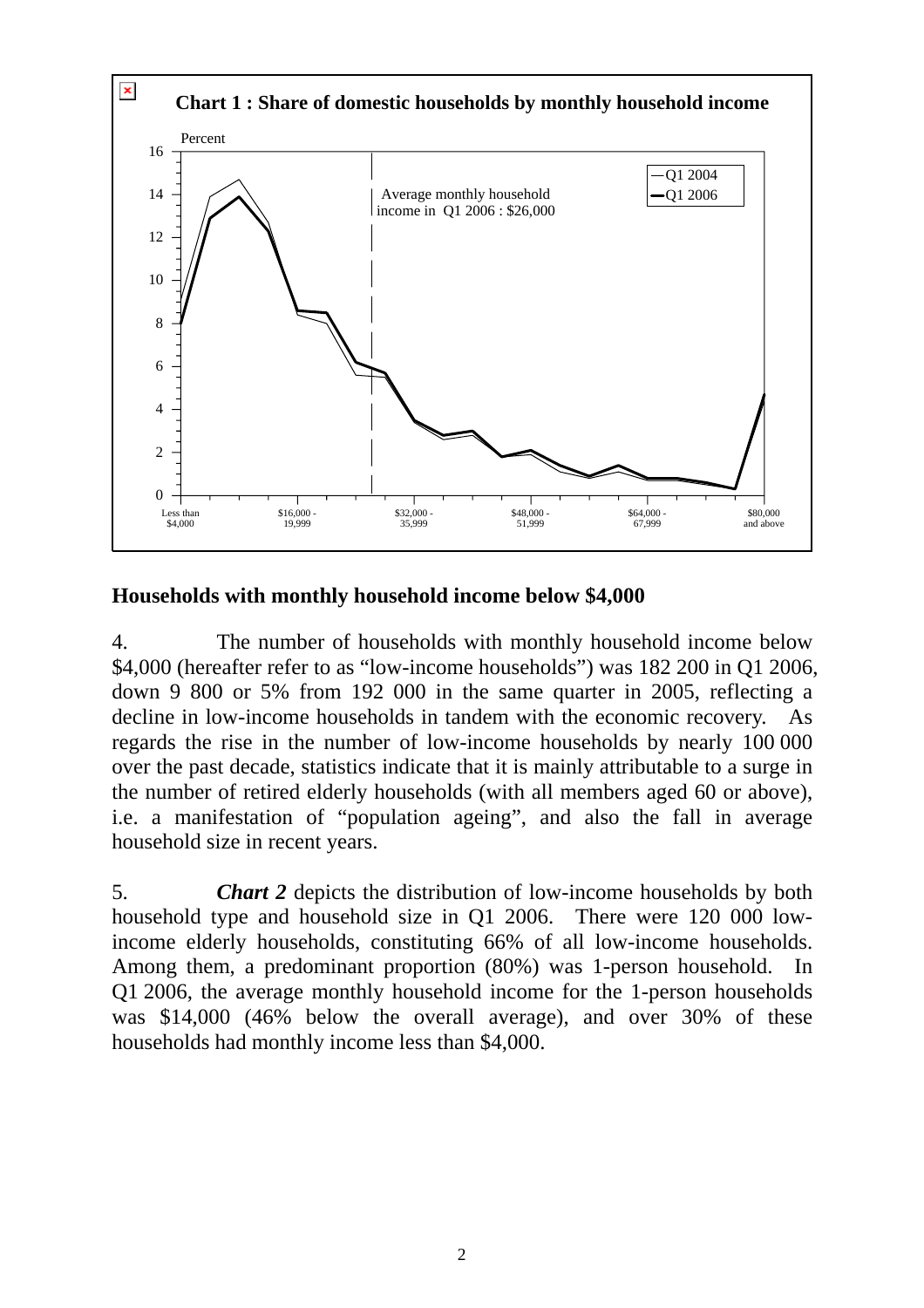**Chart 1 : Share of domestic households by monthly household income**

## Households with monthly household income below $4,000

4. The number of households with monthly household income below $4,000 (hereafter refer to as "low-income households") was 182 200 in Q1 2006, down 9 800 or 5% from 192 000 in the same quarter in 2005, reflecting a decline in low-income households in tandem with the economic recovery. As regards the rise in the number of low-income households by nearly 100 000 over the past decade, statistics indicate that it is mainly attributable to a surge in the number of retired elderly households (with all members aged 60 or above), i.e. a manifestation of "population ageing", and also the fall in average household size in recent years.

5. ***Chart 2*** depicts the distribution of low-income households by both household type and household size in Q1 2006. There were 120 000 low-income elderly households, constituting 66% of all low-income households. Among them, a predominant proportion (80%) was 1-person household. In Q1 2006, the average monthly household income for the 1-person households was $14,000 (46% below the overall average), and over 30% of these households had monthly income less than $4,000.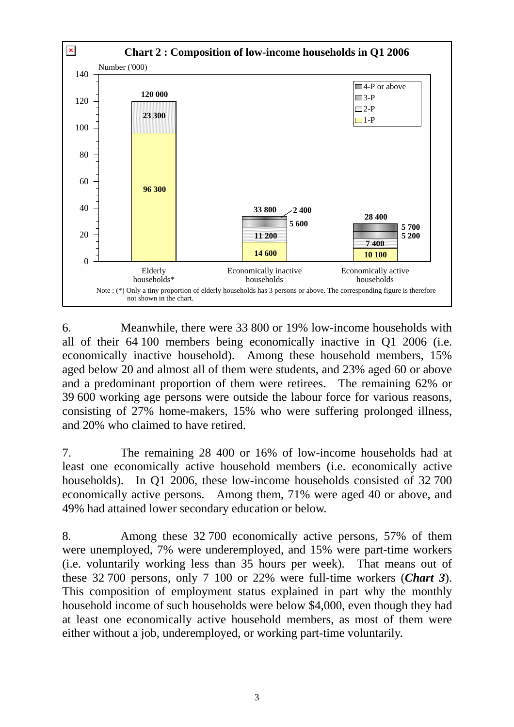**Chart 2 : Composition of low-income households in Q1 2006**

Number ('000)

| | 1-P | 2-P | 3-P | 4-P or above | Total |
|---|---|---|---|---|---|
| Elderly households* | 96 300 | 23 300 | | | 120 000 |
| Economically inactive households | 14 600 | 11 200 | 5 600 | 2 400 | 33 800 |
| Economically active households | 10 100 | 7 400 | 5 200 | 5 700 | 28 400 |

Note : (*) Only a tiny proportion of elderly households has 3 persons or above. The corresponding figure is therefore not shown in the chart.

6. Meanwhile, there were 33 800 or 19% low-income households with all of their 64 100 members being economically inactive in Q1 2006 (i.e. economically inactive household). Among these household members, 15% aged below 20 and almost all of them were students, and 23% aged 60 or above and a predominant proportion of them were retirees. The remaining 62% or 39 600 working age persons were outside the labour force for various reasons, consisting of 27% home-makers, 15% who were suffering prolonged illness, and 20% who claimed to have retired.

7. The remaining 28 400 or 16% of low-income households had at least one economically active household members (i.e. economically active households). In Q1 2006, these low-income households consisted of 32 700 economically active persons. Among them, 71% were aged 40 or above, and 49% had attained lower secondary education or below.

8. Among these 32 700 economically active persons, 57% of them were unemployed, 7% were underemployed, and 15% were part-time workers (i.e. voluntarily working less than 35 hours per week). That means out of these 32 700 persons, only 7 100 or 22% were full-time workers (***Chart 3***). This composition of employment status explained in part why the monthly household income of such households were below $4,000, even though they had at least one economically active household members, as most of them were either without a job, underemployed, or working part-time voluntarily.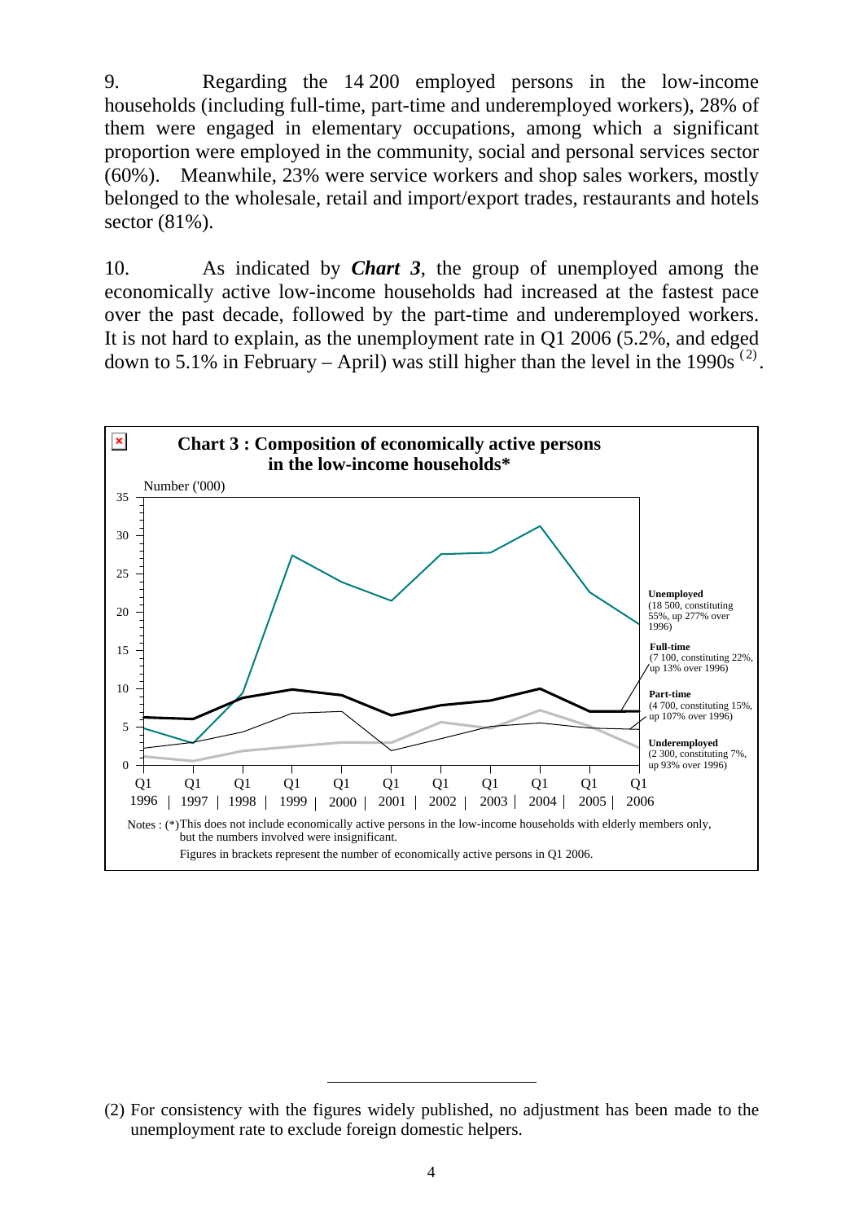9. Regarding the 14 200 employed persons in the low-income households (including full-time, part-time and underemployed workers), 28% of them were engaged in elementary occupations, among which a significant proportion were employed in the community, social and personal services sector (60%). Meanwhile, 23% were service workers and shop sales workers, mostly belonged to the wholesale, retail and import/export trades, restaurants and hotels sector (81%).

10. As indicated by ***Chart 3***, the group of unemployed among the economically active low-income households had increased at the fastest pace over the past decade, followed by the part-time and underemployed workers. It is not hard to explain, as the unemployment rate in Q1 2006 (5.2%, and edged down to 5.1% in February – April) was still higher than the level in the 1990s [(2)].

**Chart 3 : Composition of economically active persons in the low-income households***

Number ('000)

Unemployed (18 500, constituting 55%, up 277% over 1996)

Full-time (7 100, constituting 22%, up 13% over 1996)

Part-time (4 700, constituting 15%, up 107% over 1996)

Underemployed (2 300, constituting 7%, up 93% over 1996)

Q1 1996 | Q1 1997 | Q1 1998 | Q1 1999 | Q1 2000 | Q1 2001 | Q1 2002 | Q1 2003 | Q1 2004 | Q1 2005 | Q1 2006

Notes : (*)This does not include economically active persons in the low-income households with elderly members only, but the numbers involved were insignificant.

Figures in brackets represent the number of economically active persons in Q1 2006.

---

(2) For consistency with the figures widely published, no adjustment has been made to the unemployment rate to exclude foreign domestic helpers.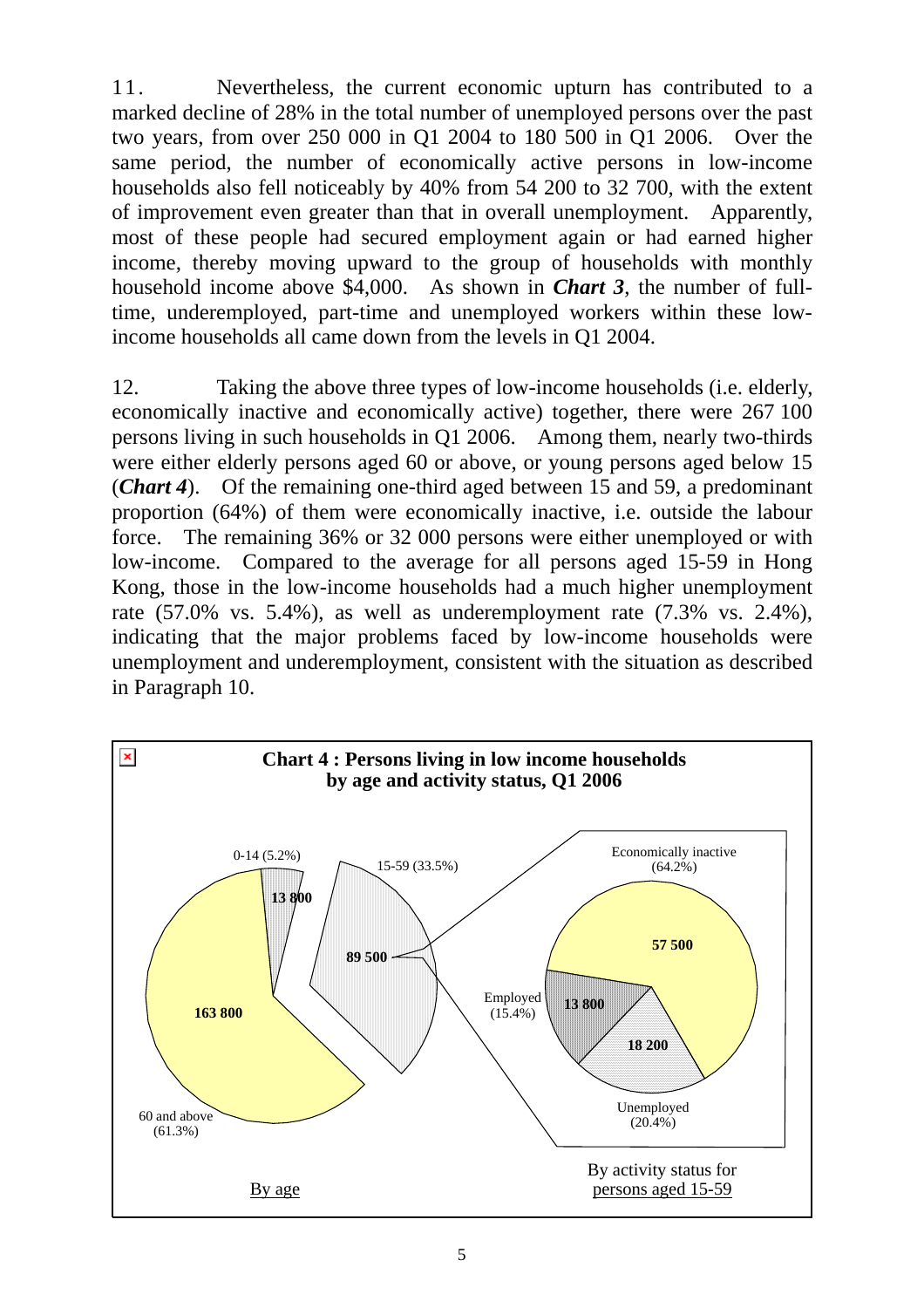11. Nevertheless, the current economic upturn has contributed to a marked decline of 28% in the total number of unemployed persons over the past two years, from over 250 000 in Q1 2004 to 180 500 in Q1 2006. Over the same period, the number of economically active persons in low-income households also fell noticeably by 40% from 54 200 to 32 700, with the extent of improvement even greater than that in overall unemployment. Apparently, most of these people had secured employment again or had earned higher income, thereby moving upward to the group of households with monthly household income above $4,000. As shown in ***Chart 3***, the number of full-time, underemployed, part-time and unemployed workers within these low-income households all came down from the levels in Q1 2004.

12. Taking the above three types of low-income households (i.e. elderly, economically inactive and economically active) together, there were 267 100 persons living in such households in Q1 2006. Among them, nearly two-thirds were either elderly persons aged 60 or above, or young persons aged below 15 (***Chart 4***). Of the remaining one-third aged between 15 and 59, a predominant proportion (64%) of them were economically inactive, i.e. outside the labour force. The remaining 36% or 32 000 persons were either unemployed or with low-income. Compared to the average for all persons aged 15-59 in Hong Kong, those in the low-income households had a much higher unemployment rate (57.0% vs. 5.4%), as well as underemployment rate (7.3% vs. 2.4%), indicating that the major problems faced by low-income households were unemployment and underemployment, consistent with the situation as described in Paragraph 10.

**Chart 4 : Persons living in low income households by age and activity status, Q1 2006**

By age:

| Age group | Persons | Share |
|---|---|---|
| 0-14 | 13 800 | 5.2% |
| 15-59 | 89 500 | 33.5% |
| 60 and above | 163 800 | 61.3% |

By activity status for persons aged 15-59:

| Activity status | Persons | Share |
|---|---|---|
| Economically inactive | 57 500 | 64.2% |
| Employed | 13 800 | 15.4% |
| Unemployed | 18 200 | 20.4% |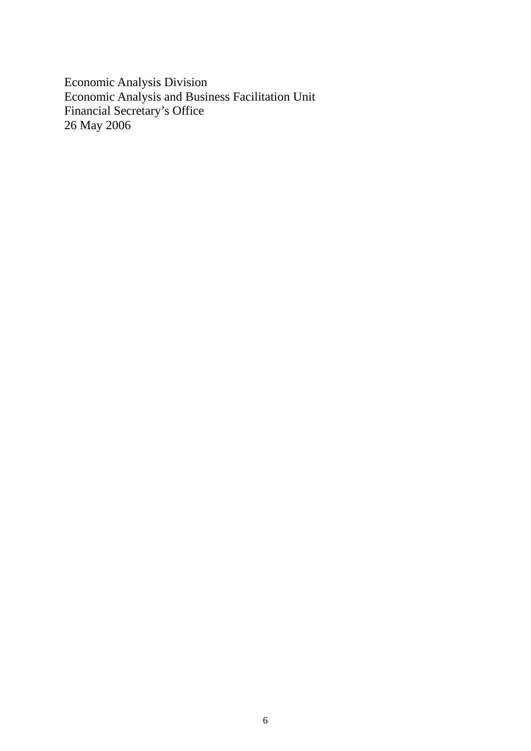Economic Analysis Division
Economic Analysis and Business Facilitation Unit
Financial Secretary's Office
26 May 2006